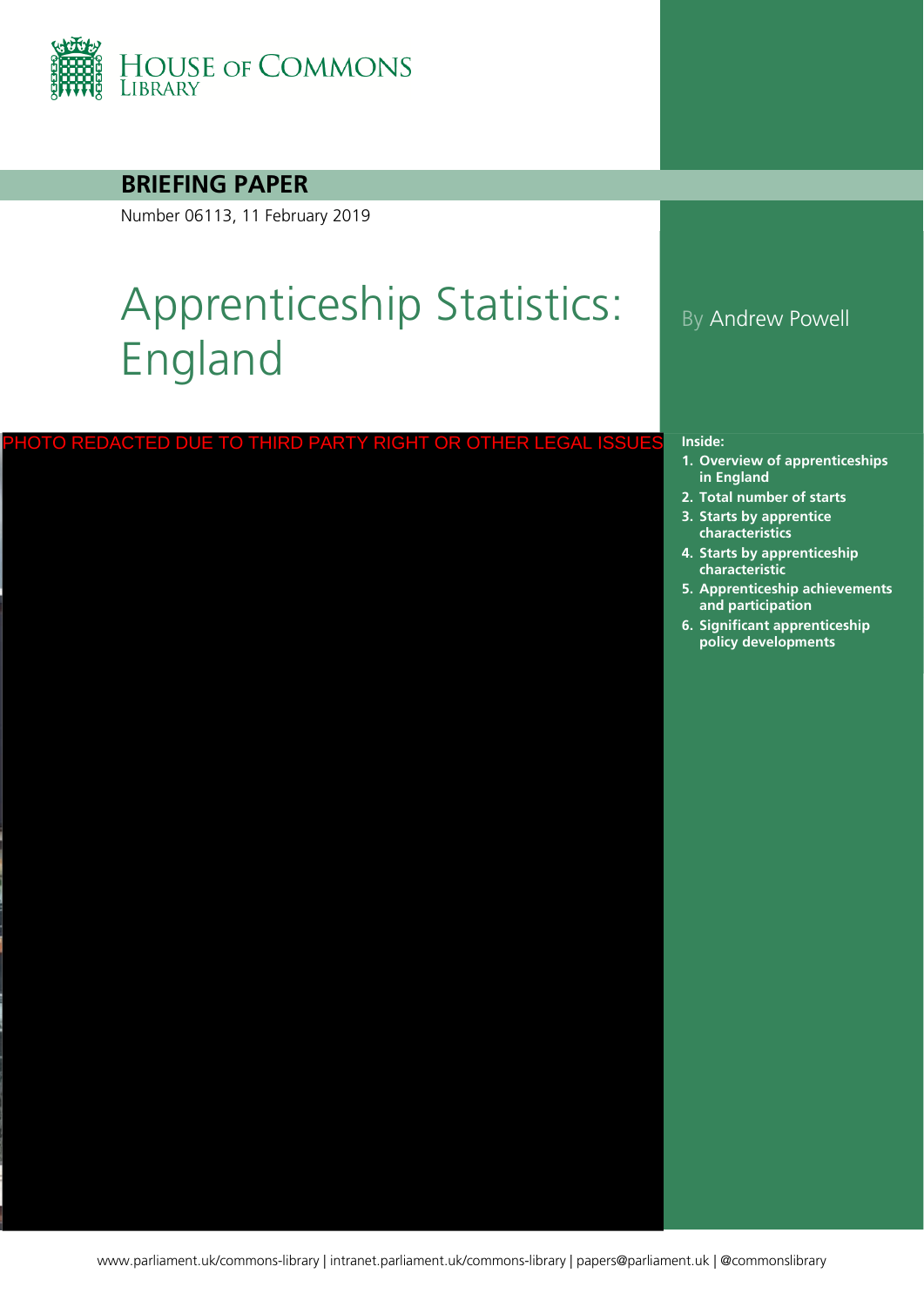HOUSE OF COMMONS LIBRARY

**BRIEFING PAPER**

Number 06113, 11 February 2019

# Apprenticeship Statistics: England

By Andrew Powell

PHOTO REDACTED DUE TO THIRD PARTY RIGHT OR OTHER LEGAL ISSUES

**Inside:**

1. **Overview of apprenticeships in England**
2. **Total number of starts**
3. **Starts by apprentice characteristics**
4. **Starts by apprenticeship characteristic**
5. **Apprenticeship achievements and participation**
6. **Significant apprenticeship policy developments**

www.parliament.uk/commons-library | intranet.parliament.uk/commons-library | papers@parliament.uk | @commonslibrary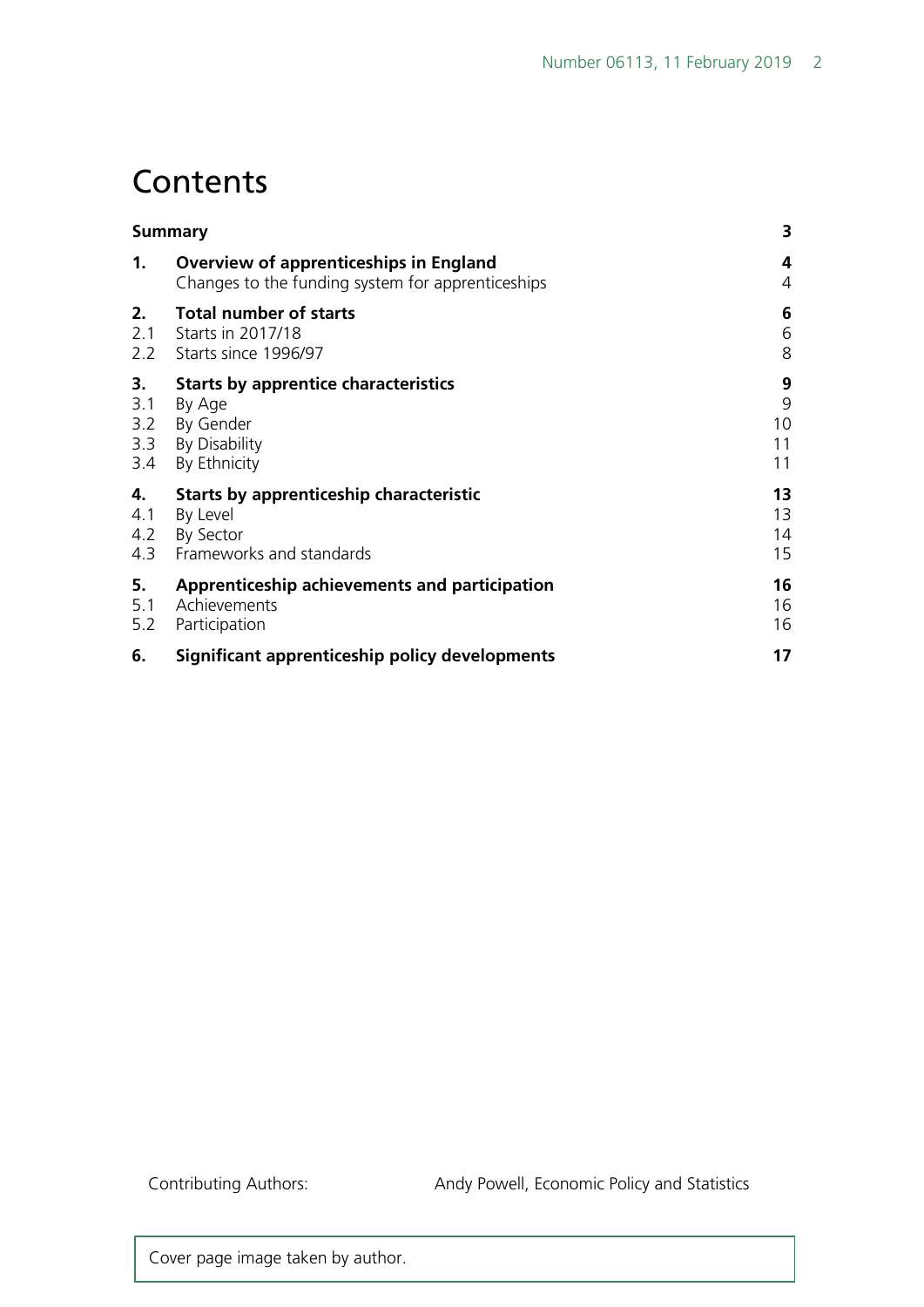# Contents

| | | |
|---|---|---|
| **Summary** | | **3** |
| **1.** | **Overview of apprenticeships in England** | **4** |
| | Changes to the funding system for apprenticeships | 4 |
| **2.** | **Total number of starts** | **6** |
| 2.1 | Starts in 2017/18 | 6 |
| 2.2 | Starts since 1996/97 | 8 |
| **3.** | **Starts by apprentice characteristics** | **9** |
| 3.1 | By Age | 9 |
| 3.2 | By Gender | 10 |
| 3.3 | By Disability | 11 |
| 3.4 | By Ethnicity | 11 |
| **4.** | **Starts by apprenticeship characteristic** | **13** |
| 4.1 | By Level | 13 |
| 4.2 | By Sector | 14 |
| 4.3 | Frameworks and standards | 15 |
| **5.** | **Apprenticeship achievements and participation** | **16** |
| 5.1 | Achievements | 16 |
| 5.2 | Participation | 16 |
| **6.** | **Significant apprenticeship policy developments** | **17** |

Contributing Authors: Andy Powell, Economic Policy and Statistics

Cover page image taken by author.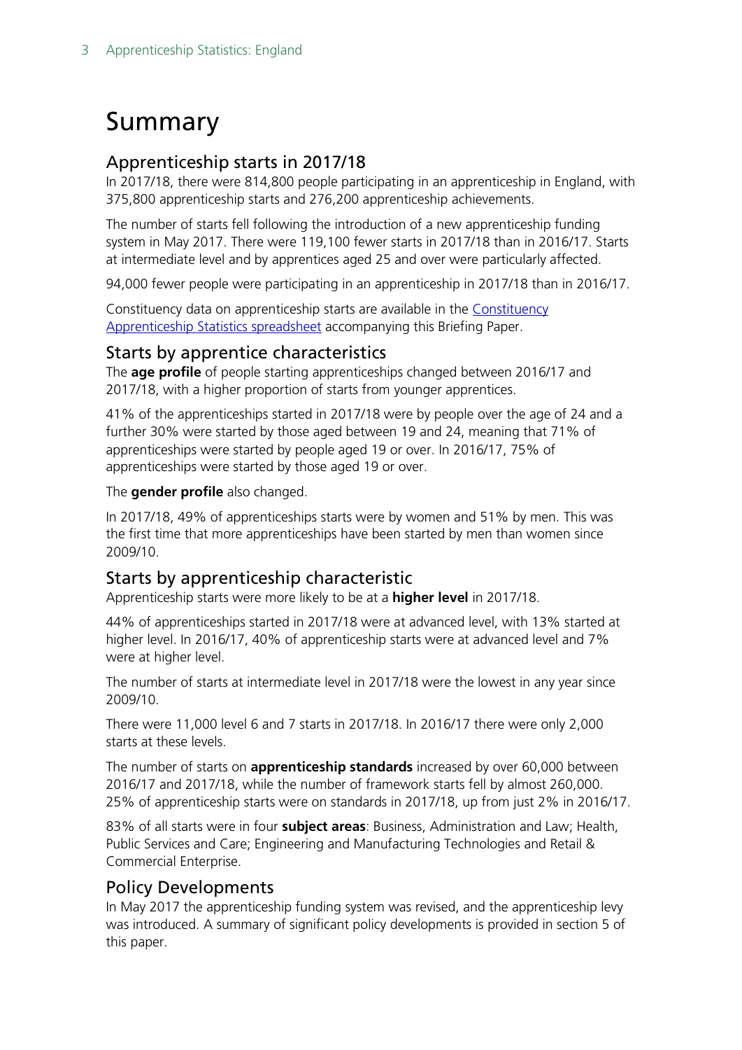# Summary

## Apprenticeship starts in 2017/18

In 2017/18, there were 814,800 people participating in an apprenticeship in England, with 375,800 apprenticeship starts and 276,200 apprenticeship achievements.

The number of starts fell following the introduction of a new apprenticeship funding system in May 2017. There were 119,100 fewer starts in 2017/18 than in 2016/17. Starts at intermediate level and by apprentices aged 25 and over were particularly affected.

94,000 fewer people were participating in an apprenticeship in 2017/18 than in 2016/17.

Constituency data on apprenticeship starts are available in the [Constituency Apprenticeship Statistics spreadsheet]() accompanying this Briefing Paper.

## Starts by apprentice characteristics

The **age profile** of people starting apprenticeships changed between 2016/17 and 2017/18, with a higher proportion of starts from younger apprentices.

41% of the apprenticeships started in 2017/18 were by people over the age of 24 and a further 30% were started by those aged between 19 and 24, meaning that 71% of apprenticeships were started by people aged 19 or over. In 2016/17, 75% of apprenticeships were started by those aged 19 or over.

The **gender profile** also changed.

In 2017/18, 49% of apprenticeships starts were by women and 51% by men. This was the first time that more apprenticeships have been started by men than women since 2009/10.

## Starts by apprenticeship characteristic

Apprenticeship starts were more likely to be at a **higher level** in 2017/18.

44% of apprenticeships started in 2017/18 were at advanced level, with 13% started at higher level. In 2016/17, 40% of apprenticeship starts were at advanced level and 7% were at higher level.

The number of starts at intermediate level in 2017/18 were the lowest in any year since 2009/10.

There were 11,000 level 6 and 7 starts in 2017/18. In 2016/17 there were only 2,000 starts at these levels.

The number of starts on **apprenticeship standards** increased by over 60,000 between 2016/17 and 2017/18, while the number of framework starts fell by almost 260,000. 25% of apprenticeship starts were on standards in 2017/18, up from just 2% in 2016/17.

83% of all starts were in four **subject areas**: Business, Administration and Law; Health, Public Services and Care; Engineering and Manufacturing Technologies and Retail & Commercial Enterprise.

## Policy Developments

In May 2017 the apprenticeship funding system was revised, and the apprenticeship levy was introduced. A summary of significant policy developments is provided in section 5 of this paper.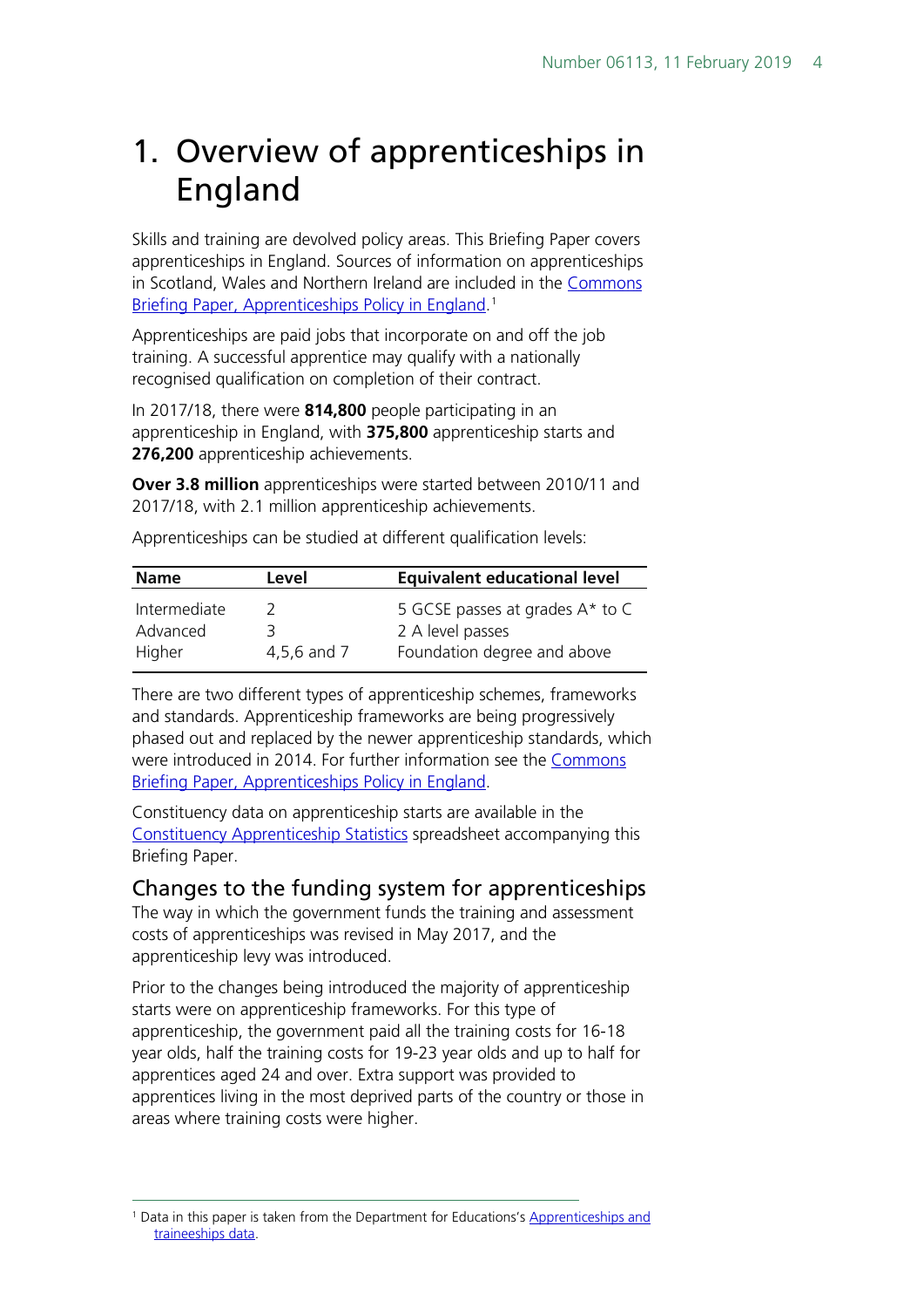# 1. Overview of apprenticeships in England

Skills and training are devolved policy areas. This Briefing Paper covers apprenticeships in England. Sources of information on apprenticeships in Scotland, Wales and Northern Ireland are included in the Commons Briefing Paper, Apprenticeships Policy in England.[1]

Apprenticeships are paid jobs that incorporate on and off the job training. A successful apprentice may qualify with a nationally recognised qualification on completion of their contract.

In 2017/18, there were **814,800** people participating in an apprenticeship in England, with **375,800** apprenticeship starts and **276,200** apprenticeship achievements.

**Over 3.8 million** apprenticeships were started between 2010/11 and 2017/18, with 2.1 million apprenticeship achievements.

Apprenticeships can be studied at different qualification levels:

| Name | Level | Equivalent educational level |
|---|---|---|
| Intermediate | 2 | 5 GCSE passes at grades A* to C |
| Advanced | 3 | 2 A level passes |
| Higher | 4,5,6 and 7 | Foundation degree and above |

There are two different types of apprenticeship schemes, frameworks and standards. Apprenticeship frameworks are being progressively phased out and replaced by the newer apprenticeship standards, which were introduced in 2014. For further information see the Commons Briefing Paper, Apprenticeships Policy in England.

Constituency data on apprenticeship starts are available in the Constituency Apprenticeship Statistics spreadsheet accompanying this Briefing Paper.

## Changes to the funding system for apprenticeships

The way in which the government funds the training and assessment costs of apprenticeships was revised in May 2017, and the apprenticeship levy was introduced.

Prior to the changes being introduced the majority of apprenticeship starts were on apprenticeship frameworks. For this type of apprenticeship, the government paid all the training costs for 16-18 year olds, half the training costs for 19-23 year olds and up to half for apprentices aged 24 and over. Extra support was provided to apprentices living in the most deprived parts of the country or those in areas where training costs were higher.

---

[1] Data in this paper is taken from the Department for Educations's Apprenticeships and traineeships data.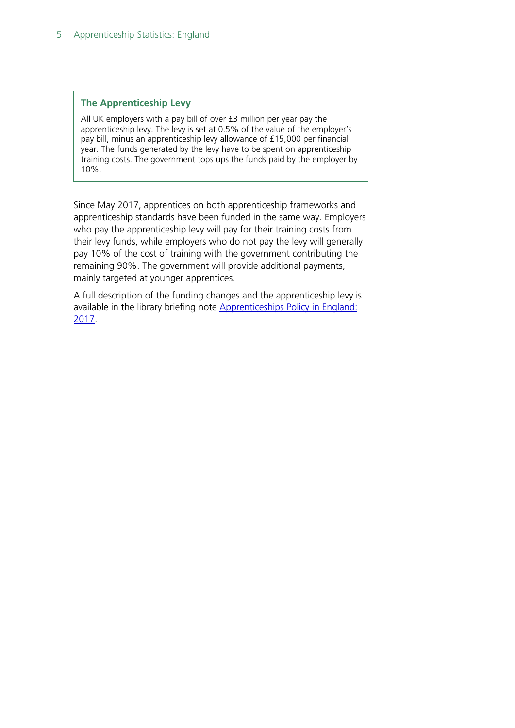### The Apprenticeship Levy

All UK employers with a pay bill of over £3 million per year pay the apprenticeship levy. The levy is set at 0.5% of the value of the employer's pay bill, minus an apprenticeship levy allowance of £15,000 per financial year. The funds generated by the levy have to be spent on apprenticeship training costs. The government tops ups the funds paid by the employer by 10%.

Since May 2017, apprentices on both apprenticeship frameworks and apprenticeship standards have been funded in the same way. Employers who pay the apprenticeship levy will pay for their training costs from their levy funds, while employers who do not pay the levy will generally pay 10% of the cost of training with the government contributing the remaining 90%. The government will provide additional payments, mainly targeted at younger apprentices.

A full description of the funding changes and the apprenticeship levy is available in the library briefing note Apprenticeships Policy in England: 2017.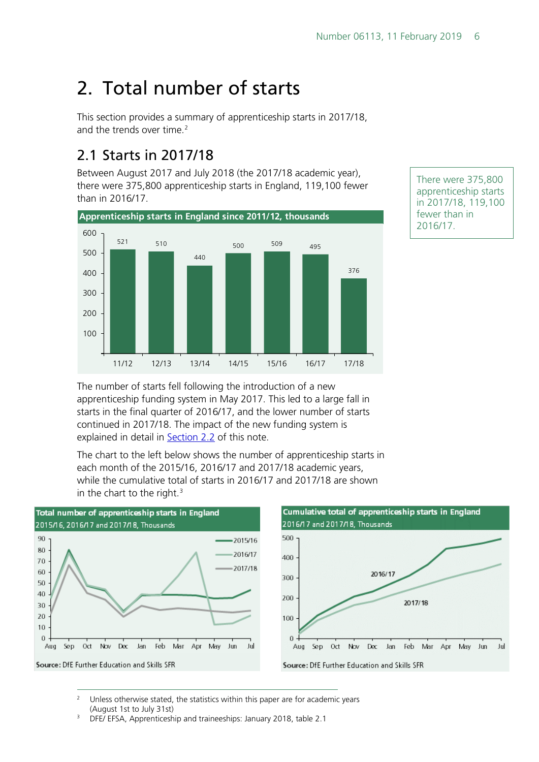# 2. Total number of starts

This section provides a summary of apprenticeship starts in 2017/18, and the trends over time.[2]

## 2.1 Starts in 2017/18

Between August 2017 and July 2018 (the 2017/18 academic year), there were 375,800 apprenticeship starts in England, 119,100 fewer than in 2016/17.

There were 375,800 apprenticeship starts in 2017/18, 119,100 fewer than in 2016/17.

**Apprenticeship starts in England since 2011/12, thousands**

| Year | Starts (thousands) |
|---|---|
| 11/12 | 521 |
| 12/13 | 510 |
| 13/14 | 440 |
| 14/15 | 500 |
| 15/16 | 509 |
| 16/17 | 495 |
| 17/18 | 376 |

The number of starts fell following the introduction of a new apprenticeship funding system in May 2017. This led to a large fall in starts in the final quarter of 2016/17, and the lower number of starts continued in 2017/18. The impact of the new funding system is explained in detail in Section 2.2 of this note.

The chart to the left below shows the number of apprenticeship starts in each month of the 2015/16, 2016/17 and 2017/18 academic years, while the cumulative total of starts in 2016/17 and 2017/18 are shown in the chart to the right.[3]

**Total number of apprenticeship starts in England**
2015/16, 2016/17 and 2017/18, Thousands

Source: DfE Further Education and Skills SFR

**Cumulative total of apprenticeship starts in England**
2016/17 and 2017/18, Thousands

Source: DfE Further Education and Skills SFR

---

2 Unless otherwise stated, the statistics within this paper are for academic years (August 1st to July 31st)

3 DFE/ EFSA, Apprenticeship and traineeships: January 2018, table 2.1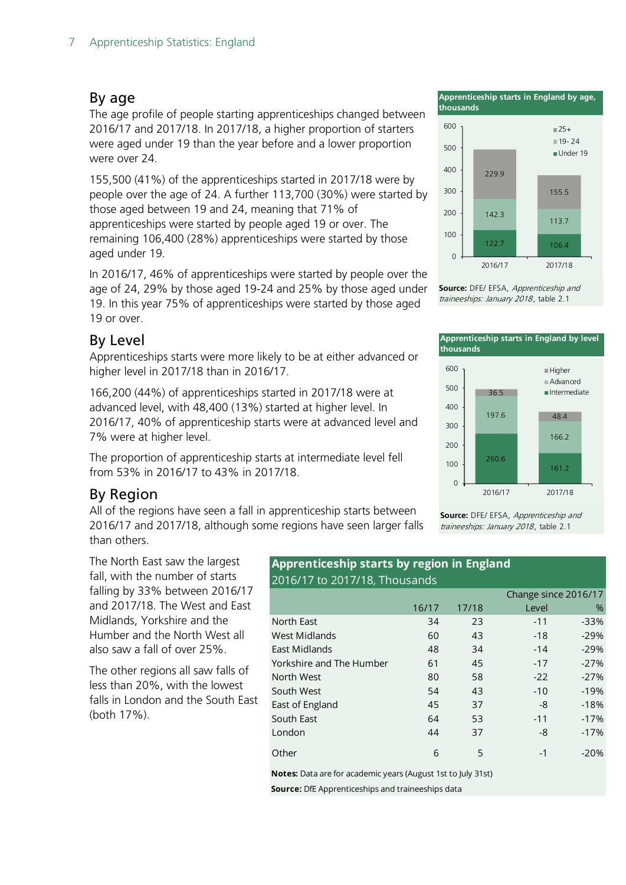## By age

The age profile of people starting apprenticeships changed between 2016/17 and 2017/18. In 2017/18, a higher proportion of starters were aged under 19 than the year before and a lower proportion were over 24.

155,500 (41%) of the apprenticeships started in 2017/18 were by people over the age of 24. A further 113,700 (30%) were started by those aged between 19 and 24, meaning that 71% of apprenticeships were started by people aged 19 or over. The remaining 106,400 (28%) apprenticeships were started by those aged under 19.

In 2016/17, 46% of apprenticeships were started by people over the age of 24, 29% by those aged 19-24 and 25% by those aged under 19. In this year 75% of apprenticeships were started by those aged 19 or over.

**Apprenticeship starts in England by age, thousands**

| | 2016/17 | 2017/18 |
|---|---|---|
| 25+ | 229.9 | 155.5 |
| 19-24 | 142.3 | 113.7 |
| Under 19 | 122.7 | 106.4 |

**Source:** DFE/ EFSA, *Apprenticeship and traineeships: January 2018*, table 2.1

## By Level

Apprenticeships starts were more likely to be at either advanced or higher level in 2017/18 than in 2016/17.

166,200 (44%) of apprenticeships started in 2017/18 were at advanced level, with 48,400 (13%) started at higher level. In 2016/17, 40% of apprenticeship starts were at advanced level and 7% were at higher level.

The proportion of apprenticeship starts at intermediate level fell from 53% in 2016/17 to 43% in 2017/18.

**Apprenticeship starts in England by level thousands**

| | 2016/17 | 2017/18 |
|---|---|---|
| Higher | 36.5 | 48.4 |
| Advanced | 197.6 | 166.2 |
| Intermediate | 260.6 | 161.2 |

**Source:** DFE/ EFSA, *Apprenticeship and traineeships: January 2018*, table 2.1

## By Region

All of the regions have seen a fall in apprenticeship starts between 2016/17 and 2017/18, although some regions have seen larger falls than others.

The North East saw the largest fall, with the number of starts falling by 33% between 2016/17 and 2017/18. The West and East Midlands, Yorkshire and the Humber and the North West all also saw a fall of over 25%.

The other regions all saw falls of less than 20%, with the lowest falls in London and the South East (both 17%).

**Apprenticeship starts by region in England**
2016/17 to 2017/18, Thousands

| | 16/17 | 17/18 | Change since 2016/17 Level | % |
|---|---|---|---|---|
| North East | 34 | 23 | -11 | -33% |
| West Midlands | 60 | 43 | -18 | -29% |
| East Midlands | 48 | 34 | -14 | -29% |
| Yorkshire and The Humber | 61 | 45 | -17 | -27% |
| North West | 80 | 58 | -22 | -27% |
| South West | 54 | 43 | -10 | -19% |
| East of England | 45 | 37 | -8 | -18% |
| South East | 64 | 53 | -11 | -17% |
| London | 44 | 37 | -8 | -17% |
| Other | 6 | 5 | -1 | -20% |

**Notes:** Data are for academic years (August 1st to July 31st)

**Source:** DfE Apprenticeships and traineeships data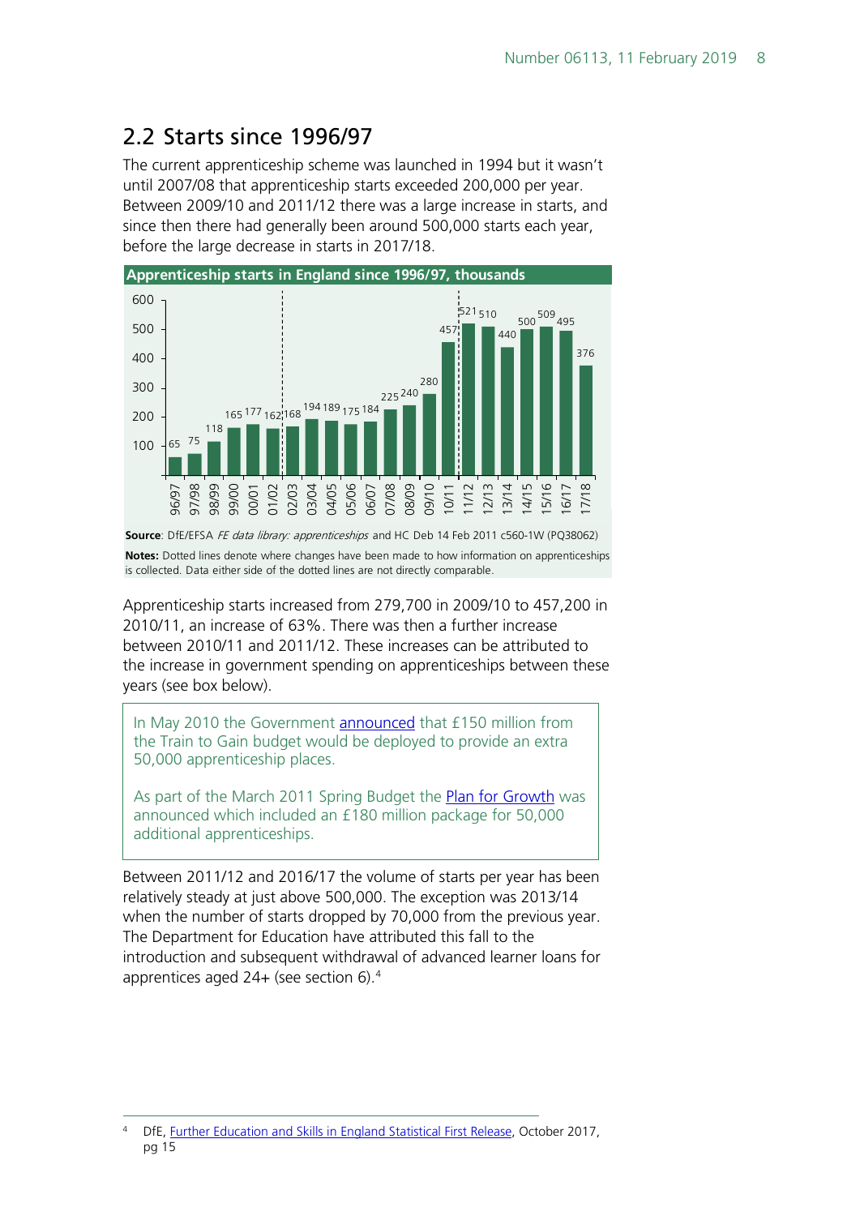## 2.2 Starts since 1996/97

The current apprenticeship scheme was launched in 1994 but it wasn't until 2007/08 that apprenticeship starts exceeded 200,000 per year. Between 2009/10 and 2011/12 there was a large increase in starts, and since then there had generally been around 500,000 starts each year, before the large decrease in starts in 2017/18.

**Apprenticeship starts in England since 1996/97, thousands**

| Year | Starts (thousands) |
|---|---|
| 96/97 | 65 |
| 97/98 | 75 |
| 98/99 | 118 |
| 99/00 | 165 |
| 00/01 | 177 |
| 01/02 | 162 |
| 02/03 | 168 |
| 03/04 | 194 |
| 04/05 | 189 |
| 05/06 | 175 |
| 06/07 | 184 |
| 07/08 | 225 |
| 08/09 | 240 |
| 09/10 | 280 |
| 10/11 | 457 |
| 11/12 | 521 |
| 12/13 | 510 |
| 13/14 | 440 |
| 14/15 | 500 |
| 15/16 | 509 |
| 16/17 | 495 |
| 17/18 | 376 |

**Source**: DfE/EFSA *FE data library: apprenticeships* and HC Deb 14 Feb 2011 c560-1W (PQ38062)

**Notes:** Dotted lines denote where changes have been made to how information on apprenticeships is collected. Data either side of the dotted lines are not directly comparable.

Apprenticeship starts increased from 279,700 in 2009/10 to 457,200 in 2010/11, an increase of 63%. There was then a further increase between 2010/11 and 2011/12. These increases can be attributed to the increase in government spending on apprenticeships between these years (see box below).

> In May 2010 the Government announced that £150 million from the Train to Gain budget would be deployed to provide an extra 50,000 apprenticeship places.
>
> As part of the March 2011 Spring Budget the Plan for Growth was announced which included an £180 million package for 50,000 additional apprenticeships.

Between 2011/12 and 2016/17 the volume of starts per year has been relatively steady at just above 500,000. The exception was 2013/14 when the number of starts dropped by 70,000 from the previous year. The Department for Education have attributed this fall to the introduction and subsequent withdrawal of advanced learner loans for apprentices aged 24+ (see section 6).[4]

[4] DfE, Further Education and Skills in England Statistical First Release, October 2017, pg 15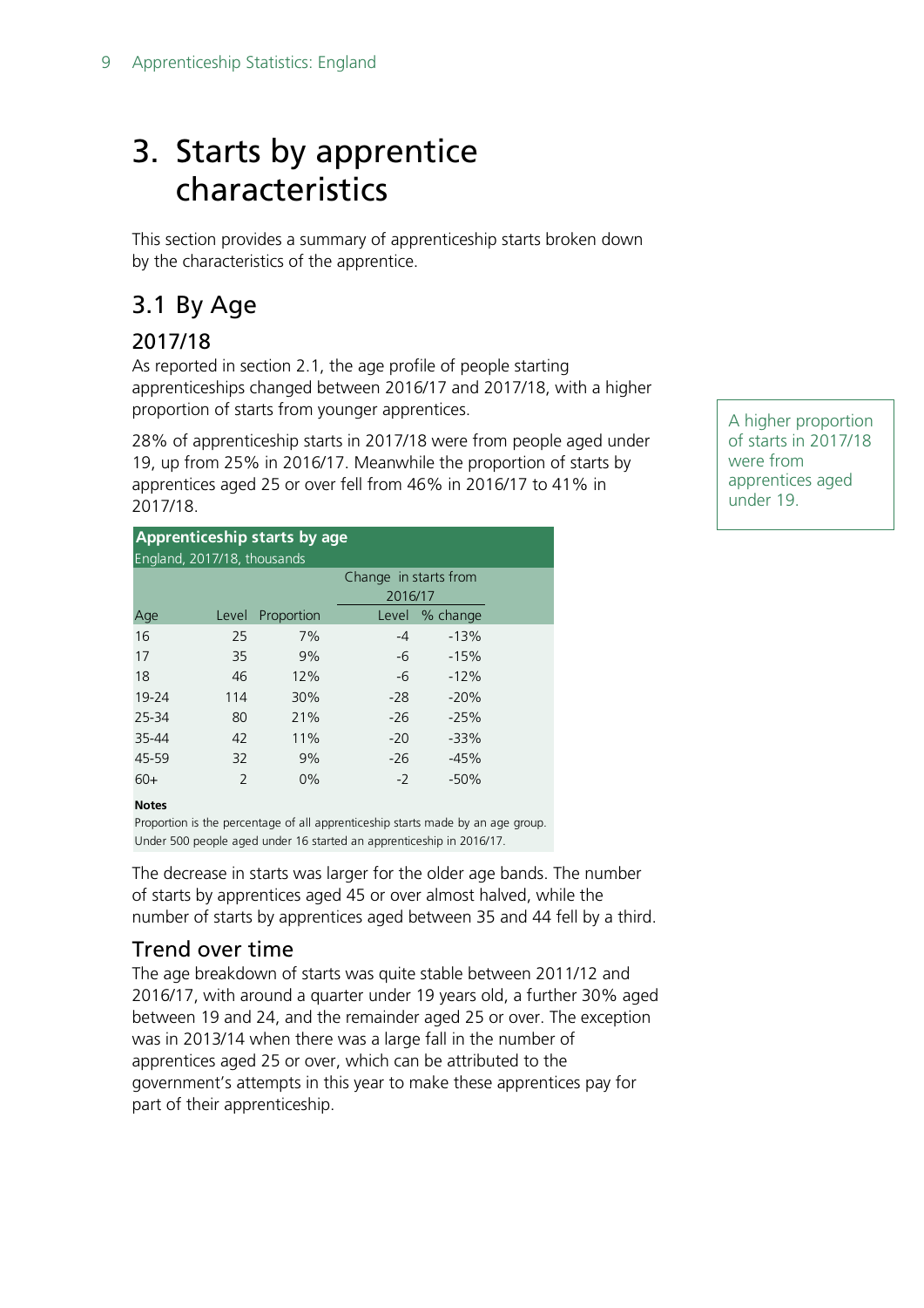# 3. Starts by apprentice characteristics

This section provides a summary of apprenticeship starts broken down by the characteristics of the apprentice.

## 3.1 By Age

### 2017/18

As reported in section 2.1, the age profile of people starting apprenticeships changed between 2016/17 and 2017/18, with a higher proportion of starts from younger apprentices.

28% of apprenticeship starts in 2017/18 were from people aged under 19, up from 25% in 2016/17. Meanwhile the proportion of starts by apprentices aged 25 or over fell from 46% in 2016/17 to 41% in 2017/18.

A higher proportion of starts in 2017/18 were from apprentices aged under 19.

**Apprenticeship starts by age**

England, 2017/18, thousands

| | | | Change in starts from 2016/17 | |
|---|---|---|---|---|
| Age | Level | Proportion | Level | % change |
| 16 | 25 | 7% | -4 | -13% |
| 17 | 35 | 9% | -6 | -15% |
| 18 | 46 | 12% | -6 | -12% |
| 19-24 | 114 | 30% | -28 | -20% |
| 25-34 | 80 | 21% | -26 | -25% |
| 35-44 | 42 | 11% | -20 | -33% |
| 45-59 | 32 | 9% | -26 | -45% |
| 60+ | 2 | 0% | -2 | -50% |

**Notes**

Proportion is the percentage of all apprenticeship starts made by an age group.

Under 500 people aged under 16 started an apprenticeship in 2016/17.

The decrease in starts was larger for the older age bands. The number of starts by apprentices aged 45 or over almost halved, while the number of starts by apprentices aged between 35 and 44 fell by a third.

### Trend over time

The age breakdown of starts was quite stable between 2011/12 and 2016/17, with around a quarter under 19 years old, a further 30% aged between 19 and 24, and the remainder aged 25 or over. The exception was in 2013/14 when there was a large fall in the number of apprentices aged 25 or over, which can be attributed to the government's attempts in this year to make these apprentices pay for part of their apprenticeship.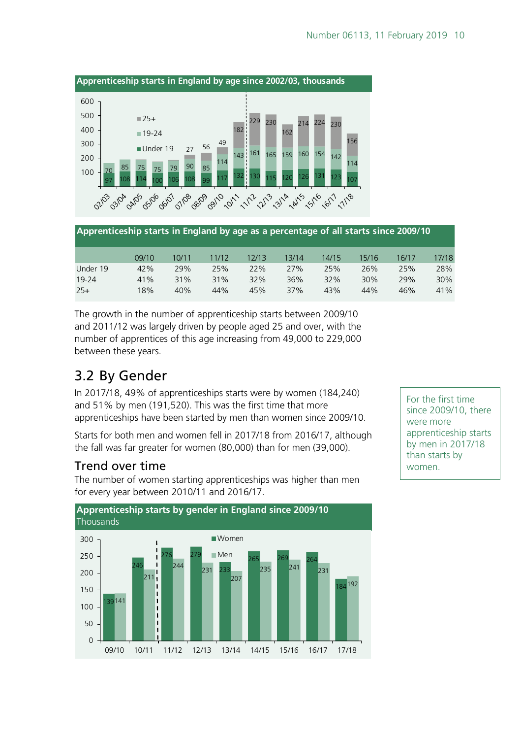**Apprenticeship starts in England by age since 2002/03, thousands**

**Apprenticeship starts in England by age as a percentage of all starts since 2009/10**

| | 09/10 | 10/11 | 11/12 | 12/13 | 13/14 | 14/15 | 15/16 | 16/17 | 17/18 |
|---|---|---|---|---|---|---|---|---|---|
| Under 19 | 42% | 29% | 25% | 22% | 27% | 25% | 26% | 25% | 28% |
| 19-24 | 41% | 31% | 31% | 32% | 36% | 32% | 30% | 29% | 30% |
| 25+ | 18% | 40% | 44% | 45% | 37% | 43% | 44% | 46% | 41% |

The growth in the number of apprenticeship starts between 2009/10 and 2011/12 was largely driven by people aged 25 and over, with the number of apprentices of this age increasing from 49,000 to 229,000 between these years.

## 3.2 By Gender

In 2017/18, 49% of apprenticeships starts were by women (184,240) and 51% by men (191,520). This was the first time that more apprenticeships have been started by men than women since 2009/10.

Starts for both men and women fell in 2017/18 from 2016/17, although the fall was far greater for women (80,000) than for men (39,000).

For the first time since 2009/10, there were more apprenticeship starts by men in 2017/18 than starts by women.

### Trend over time

The number of women starting apprenticeships was higher than men for every year between 2010/11 and 2016/17.

**Apprenticeship starts by gender in England since 2009/10**
Thousands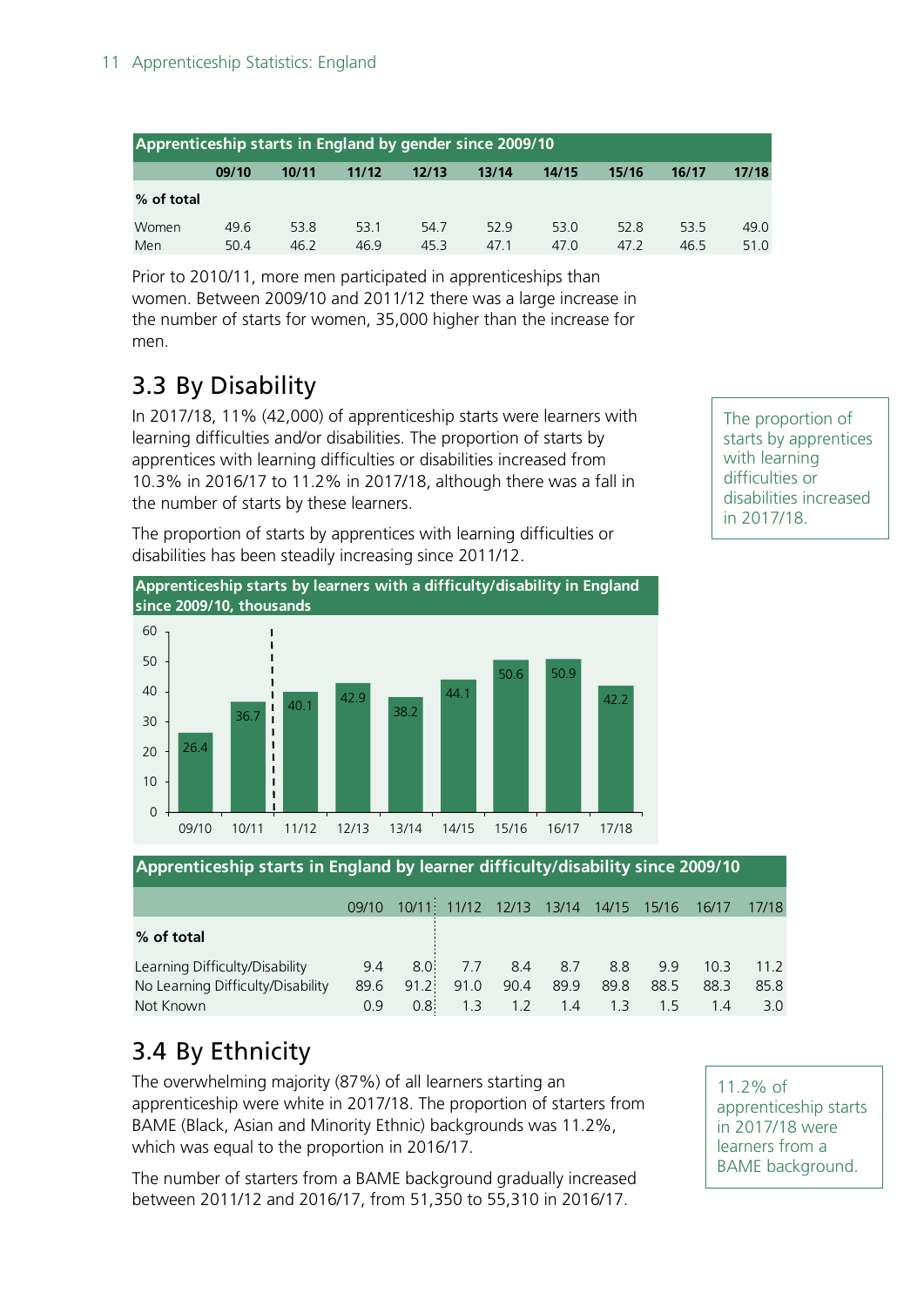**Apprenticeship starts in England by gender since 2009/10**

| | 09/10 | 10/11 | 11/12 | 12/13 | 13/14 | 14/15 | 15/16 | 16/17 | 17/18 |
|---|---|---|---|---|---|---|---|---|---|
| **% of total** | | | | | | | | | |
| Women | 49.6 | 53.8 | 53.1 | 54.7 | 52.9 | 53.0 | 52.8 | 53.5 | 49.0 |
| Men | 50.4 | 46.2 | 46.9 | 45.3 | 47.1 | 47.0 | 47.2 | 46.5 | 51.0 |

Prior to 2010/11, more men participated in apprenticeships than women. Between 2009/10 and 2011/12 there was a large increase in the number of starts for women, 35,000 higher than the increase for men.

## 3.3 By Disability

In 2017/18, 11% (42,000) of apprenticeship starts were learners with learning difficulties and/or disabilities. The proportion of starts by apprentices with learning difficulties or disabilities increased from 10.3% in 2016/17 to 11.2% in 2017/18, although there was a fall in the number of starts by these learners.

The proportion of starts by apprentices with learning difficulties or disabilities has been steadily increasing since 2011/12.

The proportion of starts by apprentices with learning difficulties or disabilities increased in 2017/18.

**Apprenticeship starts by learners with a difficulty/disability in England since 2009/10, thousands**

| 09/10 | 10/11 | 11/12 | 12/13 | 13/14 | 14/15 | 15/16 | 16/17 | 17/18 |
|---|---|---|---|---|---|---|---|---|
| 26.4 | 36.7 | 40.1 | 42.9 | 38.2 | 44.1 | 50.6 | 50.9 | 42.2 |

**Apprenticeship starts in England by learner difficulty/disability since 2009/10**

| | 09/10 | 10/11 | 11/12 | 12/13 | 13/14 | 14/15 | 15/16 | 16/17 | 17/18 |
|---|---|---|---|---|---|---|---|---|---|
| **% of total** | | | | | | | | | |
| Learning Difficulty/Disability | 9.4 | 8.0 | 7.7 | 8.4 | 8.7 | 8.8 | 9.9 | 10.3 | 11.2 |
| No Learning Difficulty/Disability | 89.6 | 91.2 | 91.0 | 90.4 | 89.9 | 89.8 | 88.5 | 88.3 | 85.8 |
| Not Known | 0.9 | 0.8 | 1.3 | 1.2 | 1.4 | 1.3 | 1.5 | 1.4 | 3.0 |

## 3.4 By Ethnicity

The overwhelming majority (87%) of all learners starting an apprenticeship were white in 2017/18. The proportion of starters from BAME (Black, Asian and Minority Ethnic) backgrounds was 11.2%, which was equal to the proportion in 2016/17.

The number of starters from a BAME background gradually increased between 2011/12 and 2016/17, from 51,350 to 55,310 in 2016/17.

11.2% of apprenticeship starts in 2017/18 were learners from a BAME background.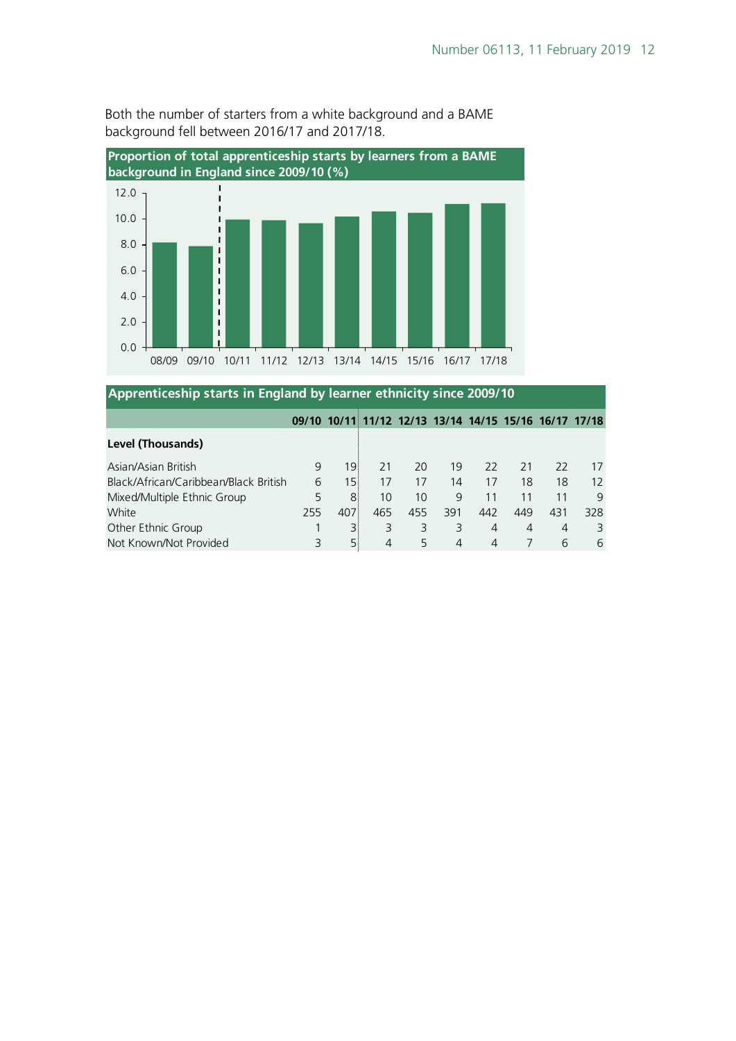Both the number of starters from a white background and a BAME background fell between 2016/17 and 2017/18.

**Proportion of total apprenticeship starts by learners from a BAME background in England since 2009/10 (%)**

**Apprenticeship starts in England by learner ethnicity since 2009/10**

| | 09/10 | 10/11 | 11/12 | 12/13 | 13/14 | 14/15 | 15/16 | 16/17 | 17/18 |
|---|---|---|---|---|---|---|---|---|---|
| **Level (Thousands)** | | | | | | | | | |
| Asian/Asian British | 9 | 19 | 21 | 20 | 19 | 22 | 21 | 22 | 17 |
| Black/African/Caribbean/Black British | 6 | 15 | 17 | 17 | 14 | 17 | 18 | 18 | 12 |
| Mixed/Multiple Ethnic Group | 5 | 8 | 10 | 10 | 9 | 11 | 11 | 11 | 9 |
| White | 255 | 407 | 465 | 455 | 391 | 442 | 449 | 431 | 328 |
| Other Ethnic Group | 1 | 3 | 3 | 3 | 3 | 4 | 4 | 4 | 3 |
| Not Known/Not Provided | 3 | 5 | 4 | 5 | 4 | 4 | 7 | 6 | 6 |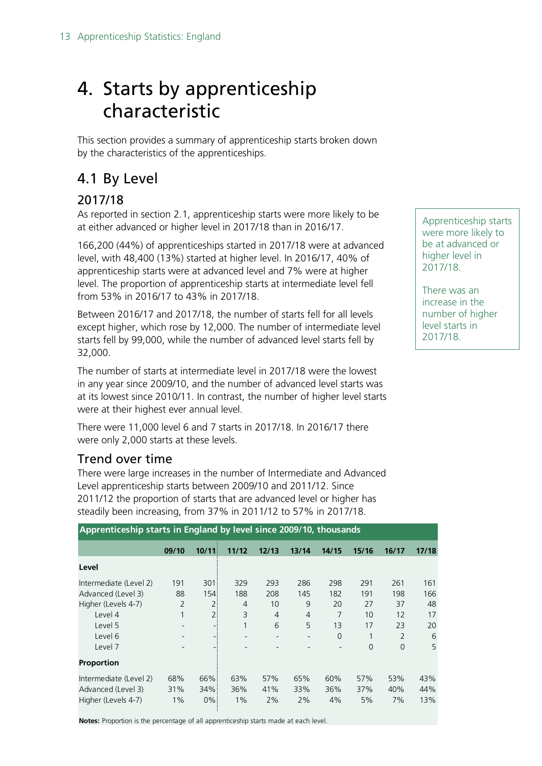# 4. Starts by apprenticeship characteristic

This section provides a summary of apprenticeship starts broken down by the characteristics of the apprenticeships.

## 4.1 By Level

### 2017/18

As reported in section 2.1, apprenticeship starts were more likely to be at either advanced or higher level in 2017/18 than in 2016/17.

166,200 (44%) of apprenticeships started in 2017/18 were at advanced level, with 48,400 (13%) started at higher level. In 2016/17, 40% of apprenticeship starts were at advanced level and 7% were at higher level. The proportion of apprenticeship starts at intermediate level fell from 53% in 2016/17 to 43% in 2017/18.

Between 2016/17 and 2017/18, the number of starts fell for all levels except higher, which rose by 12,000. The number of intermediate level starts fell by 99,000, while the number of advanced level starts fell by 32,000.

The number of starts at intermediate level in 2017/18 were the lowest in any year since 2009/10, and the number of advanced level starts was at its lowest since 2010/11. In contrast, the number of higher level starts were at their highest ever annual level.

There were 11,000 level 6 and 7 starts in 2017/18. In 2016/17 there were only 2,000 starts at these levels.

Apprenticeship starts were more likely to be at advanced or higher level in 2017/18.

There was an increase in the number of higher level starts in 2017/18.

### Trend over time

There were large increases in the number of Intermediate and Advanced Level apprenticeship starts between 2009/10 and 2011/12. Since 2011/12 the proportion of starts that are advanced level or higher has steadily been increasing, from 37% in 2011/12 to 57% in 2017/18.

**Apprenticeship starts in England by level since 2009/10, thousands**

| | 09/10 | 10/11 | 11/12 | 12/13 | 13/14 | 14/15 | 15/16 | 16/17 | 17/18 |
|---|---|---|---|---|---|---|---|---|---|
| **Level** | | | | | | | | | |
| Intermediate (Level 2) | 191 | 301 | 329 | 293 | 286 | 298 | 291 | 261 | 161 |
| Advanced (Level 3) | 88 | 154 | 188 | 208 | 145 | 182 | 191 | 198 | 166 |
| Higher (Levels 4-7) | 2 | 2 | 4 | 10 | 9 | 20 | 27 | 37 | 48 |
| Level 4 | 1 | 2 | 3 | 4 | 4 | 7 | 10 | 12 | 17 |
| Level 5 | - | - | 1 | 6 | 5 | 13 | 17 | 23 | 20 |
| Level 6 | - | - | - | - | - | 0 | 1 | 2 | 6 |
| Level 7 | - | - | - | - | - | - | 0 | 0 | 5 |
| **Proportion** | | | | | | | | | |
| Intermediate (Level 2) | 68% | 66% | 63% | 57% | 65% | 60% | 57% | 53% | 43% |
| Advanced (Level 3) | 31% | 34% | 36% | 41% | 33% | 36% | 37% | 40% | 44% |
| Higher (Levels 4-7) | 1% | 0% | 1% | 2% | 2% | 4% | 5% | 7% | 13% |

**Notes:** Proportion is the percentage of all apprenticeship starts made at each level.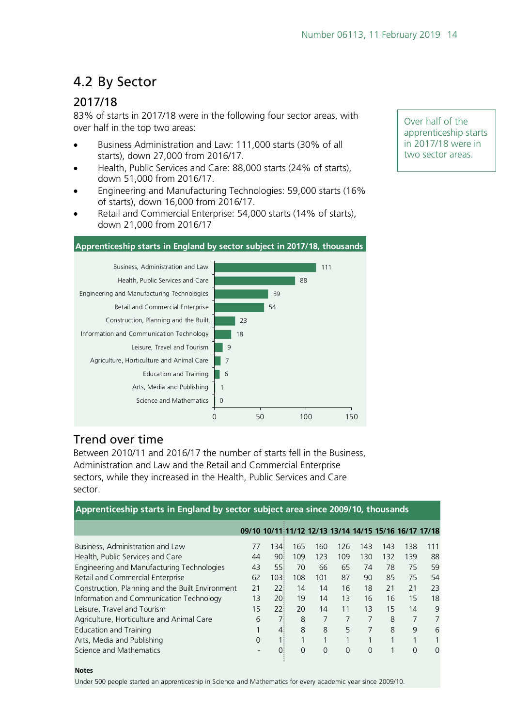## 4.2 By Sector

### 2017/18

83% of starts in 2017/18 were in the following four sector areas, with over half in the top two areas:

- Business Administration and Law: 111,000 starts (30% of all starts), down 27,000 from 2016/17.
- Health, Public Services and Care: 88,000 starts (24% of starts), down 51,000 from 2016/17.
- Engineering and Manufacturing Technologies: 59,000 starts (16% of starts), down 16,000 from 2016/17.
- Retail and Commercial Enterprise: 54,000 starts (14% of starts), down 21,000 from 2016/17

Over half of the apprenticeship starts in 2017/18 were in two sector areas.

**Apprenticeship starts in England by sector subject in 2017/18, thousands**

| Sector | Starts (thousands) |
|---|---|
| Business, Administration and Law | 111 |
| Health, Public Services and Care | 88 |
| Engineering and Manufacturing Technologies | 59 |
| Retail and Commercial Enterprise | 54 |
| Construction, Planning and the Built... | 23 |
| Information and Communication Technology | 18 |
| Leisure, Travel and Tourism | 9 |
| Agriculture, Horticulture and Animal Care | 7 |
| Education and Training | 6 |
| Arts, Media and Publishing | 1 |
| Science and Mathematics | 0 |

### Trend over time

Between 2010/11 and 2016/17 the number of starts fell in the Business, Administration and Law and the Retail and Commercial Enterprise sectors, while they increased in the Health, Public Services and Care sector.

**Apprenticeship starts in England by sector subject area since 2009/10, thousands**

| | 09/10 | 10/11 | 11/12 | 12/13 | 13/14 | 14/15 | 15/16 | 16/17 | 17/18 |
|---|---|---|---|---|---|---|---|---|---|
| Business, Administration and Law | 77 | 134 | 165 | 160 | 126 | 143 | 143 | 138 | 111 |
| Health, Public Services and Care | 44 | 90 | 109 | 123 | 109 | 130 | 132 | 139 | 88 |
| Engineering and Manufacturing Technologies | 43 | 55 | 70 | 66 | 65 | 74 | 78 | 75 | 59 |
| Retail and Commercial Enterprise | 62 | 103 | 108 | 101 | 87 | 90 | 85 | 75 | 54 |
| Construction, Planning and the Built Environment | 21 | 22 | 14 | 14 | 16 | 18 | 21 | 21 | 23 |
| Information and Communication Technology | 13 | 20 | 19 | 14 | 13 | 16 | 16 | 15 | 18 |
| Leisure, Travel and Tourism | 15 | 22 | 20 | 14 | 11 | 13 | 15 | 14 | 9 |
| Agriculture, Horticulture and Animal Care | 6 | 7 | 8 | 7 | 7 | 7 | 8 | 7 | 7 |
| Education and Training | 1 | 4 | 8 | 8 | 5 | 7 | 8 | 9 | 6 |
| Arts, Media and Publishing | 0 | 1 | 1 | 1 | 1 | 1 | 1 | 1 | 1 |
| Science and Mathematics | - | 0 | 0 | 0 | 0 | 0 | 1 | 0 | 0 |

**Notes**

Under 500 people started an apprenticeship in Science and Mathematics for every academic year since 2009/10.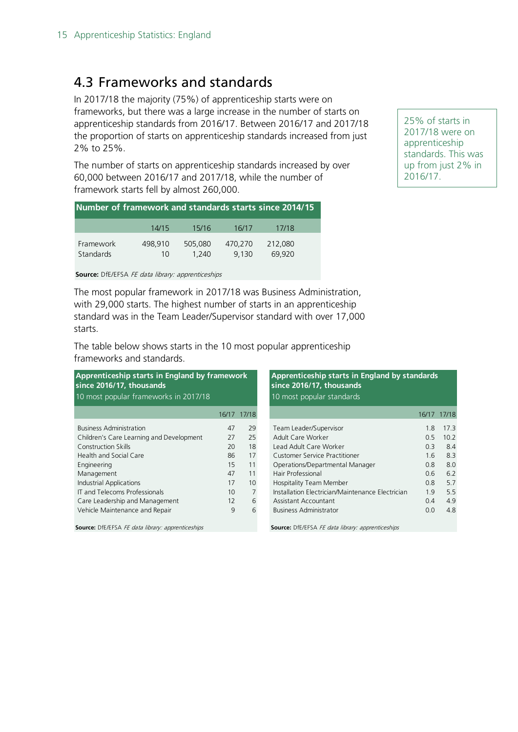## 4.3 Frameworks and standards

In 2017/18 the majority (75%) of apprenticeship starts were on frameworks, but there was a large increase in the number of starts on apprenticeship standards from 2016/17. Between 2016/17 and 2017/18 the proportion of starts on apprenticeship standards increased from just 2% to 25%.

25% of starts in 2017/18 were on apprenticeship standards. This was up from just 2% in 2016/17.

The number of starts on apprenticeship standards increased by over 60,000 between 2016/17 and 2017/18, while the number of framework starts fell by almost 260,000.

**Number of framework and standards starts since 2014/15**

| | 14/15 | 15/16 | 16/17 | 17/18 |
|---|---|---|---|---|
| Framework | 498,910 | 505,080 | 470,270 | 212,080 |
| Standards | 10 | 1,240 | 9,130 | 69,920 |

**Source:** DfE/EFSA *FE data library: apprenticeships*

The most popular framework in 2017/18 was Business Administration, with 29,000 starts. The highest number of starts in an apprenticeship standard was in the Team Leader/Supervisor standard with over 17,000 starts.

The table below shows starts in the 10 most popular apprenticeship frameworks and standards.

**Apprenticeship starts in England by framework since 2016/17, thousands**

10 most popular frameworks in 2017/18

| | 16/17 | 17/18 |
|---|---|---|
| Business Administration | 47 | 29 |
| Children's Care Learning and Development | 27 | 25 |
| Construction Skills | 20 | 18 |
| Health and Social Care | 86 | 17 |
| Engineering | 15 | 11 |
| Management | 47 | 11 |
| Industrial Applications | 17 | 10 |
| IT and Telecoms Professionals | 10 | 7 |
| Care Leadership and Management | 12 | 6 |
| Vehicle Maintenance and Repair | 9 | 6 |

**Source:** DfE/EFSA *FE data library: apprenticeships*

**Apprenticeship starts in England by standards since 2016/17, thousands**

10 most popular standards

| | 16/17 | 17/18 |
|---|---|---|
| Team Leader/Supervisor | 1.8 | 17.3 |
| Adult Care Worker | 0.5 | 10.2 |
| Lead Adult Care Worker | 0.3 | 8.4 |
| Customer Service Practitioner | 1.6 | 8.3 |
| Operations/Departmental Manager | 0.8 | 8.0 |
| Hair Professional | 0.6 | 6.2 |
| Hospitality Team Member | 0.8 | 5.7 |
| Installation Electrician/Maintenance Electrician | 1.9 | 5.5 |
| Assistant Accountant | 0.4 | 4.9 |
| Business Administrator | 0.0 | 4.8 |

**Source:** DfE/EFSA *FE data library: apprenticeships*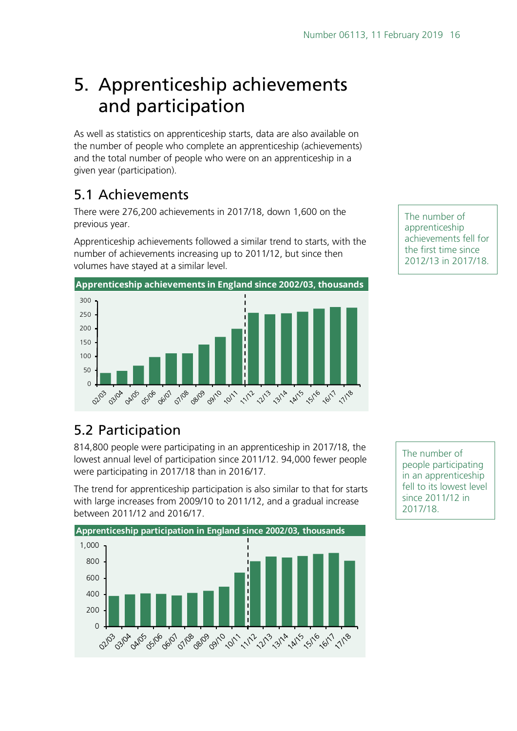# 5. Apprenticeship achievements and participation

As well as statistics on apprenticeship starts, data are also available on the number of people who complete an apprenticeship (achievements) and the total number of people who were on an apprenticeship in a given year (participation).

## 5.1 Achievements

There were 276,200 achievements in 2017/18, down 1,600 on the previous year.

Apprenticeship achievements followed a similar trend to starts, with the number of achievements increasing up to 2011/12, but since then volumes have stayed at a similar level.

The number of apprenticeship achievements fell for the first time since 2012/13 in 2017/18.

**Apprenticeship achievements in England since 2002/03, thousands**

## 5.2 Participation

814,800 people were participating in an apprenticeship in 2017/18, the lowest annual level of participation since 2011/12. 94,000 fewer people were participating in 2017/18 than in 2016/17.

The trend for apprenticeship participation is also similar to that for starts with large increases from 2009/10 to 2011/12, and a gradual increase between 2011/12 and 2016/17.

The number of people participating in an apprenticeship fell to its lowest level since 2011/12 in 2017/18.

**Apprenticeship participation in England since 2002/03, thousands**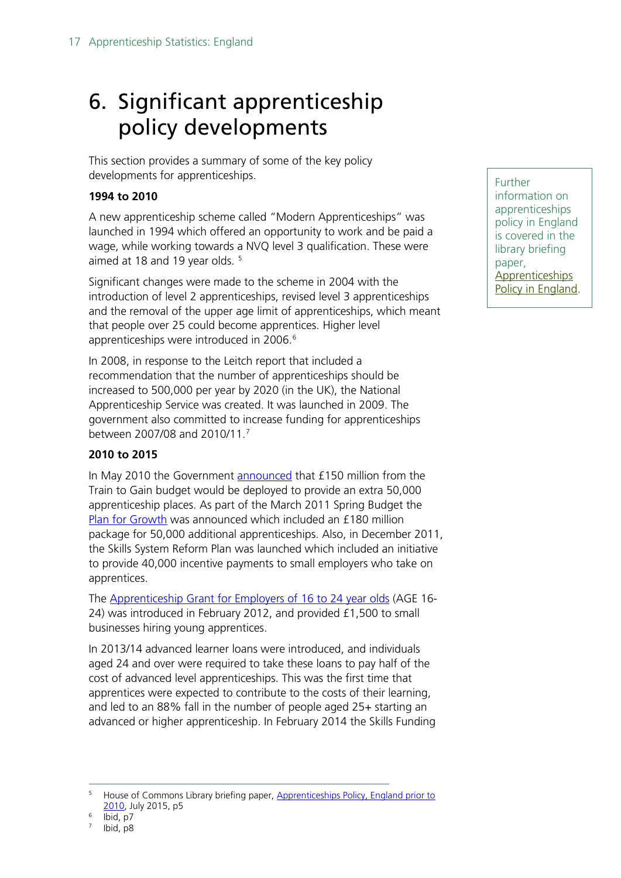# 6. Significant apprenticeship policy developments

This section provides a summary of some of the key policy developments for apprenticeships.

Further information on apprenticeships policy in England is covered in the library briefing paper, Apprenticeships Policy in England.

**1994 to 2010**

A new apprenticeship scheme called "Modern Apprenticeships" was launched in 1994 which offered an opportunity to work and be paid a wage, while working towards a NVQ level 3 qualification. These were aimed at 18 and 19 year olds. [5]

Significant changes were made to the scheme in 2004 with the introduction of level 2 apprenticeships, revised level 3 apprenticeships and the removal of the upper age limit of apprenticeships, which meant that people over 25 could become apprentices. Higher level apprenticeships were introduced in 2006.[6]

In 2008, in response to the Leitch report that included a recommendation that the number of apprenticeships should be increased to 500,000 per year by 2020 (in the UK), the National Apprenticeship Service was created. It was launched in 2009. The government also committed to increase funding for apprenticeships between 2007/08 and 2010/11.[7]

**2010 to 2015**

In May 2010 the Government announced that £150 million from the Train to Gain budget would be deployed to provide an extra 50,000 apprenticeship places. As part of the March 2011 Spring Budget the Plan for Growth was announced which included an £180 million package for 50,000 additional apprenticeships. Also, in December 2011, the Skills System Reform Plan was launched which included an initiative to provide 40,000 incentive payments to small employers who take on apprentices.

The Apprenticeship Grant for Employers of 16 to 24 year olds (AGE 16-24) was introduced in February 2012, and provided £1,500 to small businesses hiring young apprentices.

In 2013/14 advanced learner loans were introduced, and individuals aged 24 and over were required to take these loans to pay half of the cost of advanced level apprenticeships. This was the first time that apprentices were expected to contribute to the costs of their learning, and led to an 88% fall in the number of people aged 25+ starting an advanced or higher apprenticeship. In February 2014 the Skills Funding

---

[5] House of Commons Library briefing paper, Apprenticeships Policy, England prior to 2010, July 2015, p5

[6] Ibid, p7

[7] Ibid, p8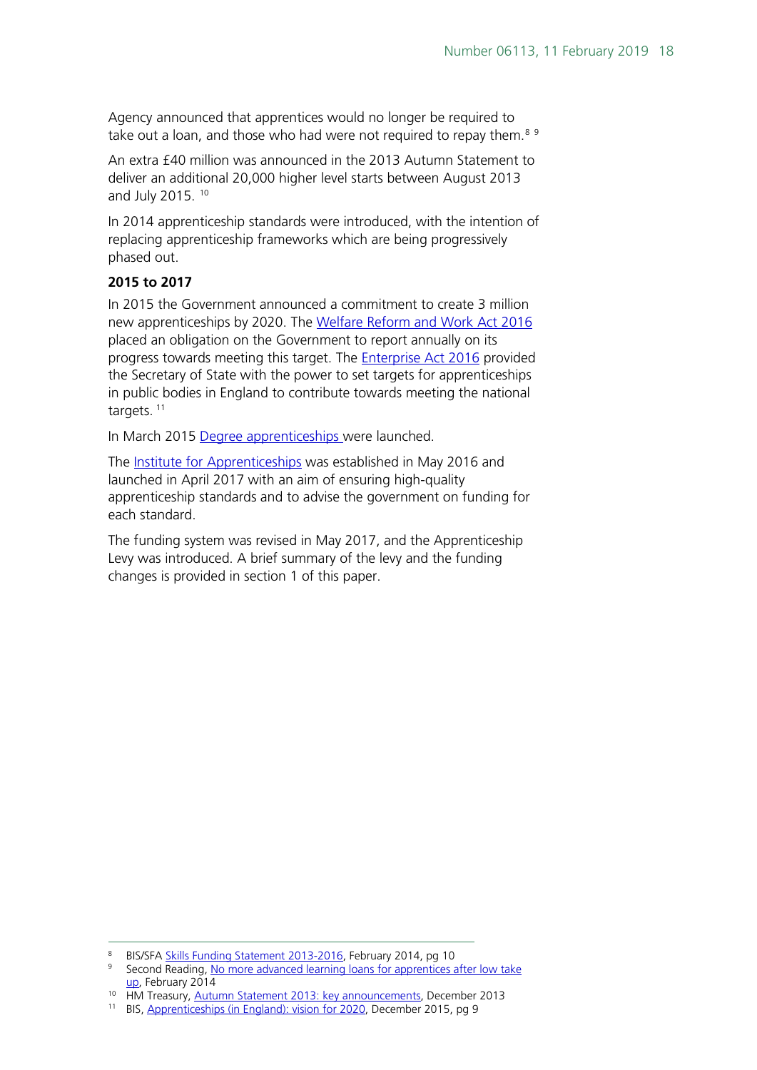Agency announced that apprentices would no longer be required to take out a loan, and those who had were not required to repay them.[8] [9]

An extra £40 million was announced in the 2013 Autumn Statement to deliver an additional 20,000 higher level starts between August 2013 and July 2015. [10]

In 2014 apprenticeship standards were introduced, with the intention of replacing apprenticeship frameworks which are being progressively phased out.

**2015 to 2017**

In 2015 the Government announced a commitment to create 3 million new apprenticeships by 2020. The Welfare Reform and Work Act 2016 placed an obligation on the Government to report annually on its progress towards meeting this target. The Enterprise Act 2016 provided the Secretary of State with the power to set targets for apprenticeships in public bodies in England to contribute towards meeting the national targets. [11]

In March 2015 Degree apprenticeships were launched.

The Institute for Apprenticeships was established in May 2016 and launched in April 2017 with an aim of ensuring high-quality apprenticeship standards and to advise the government on funding for each standard.

The funding system was revised in May 2017, and the Apprenticeship Levy was introduced. A brief summary of the levy and the funding changes is provided in section 1 of this paper.

---

[8] BIS/SFA Skills Funding Statement 2013-2016, February 2014, pg 10

[9] Second Reading, No more advanced learning loans for apprentices after low take up, February 2014

[10] HM Treasury, Autumn Statement 2013: key announcements, December 2013

[11] BIS, Apprenticeships (in England): vision for 2020, December 2015, pg 9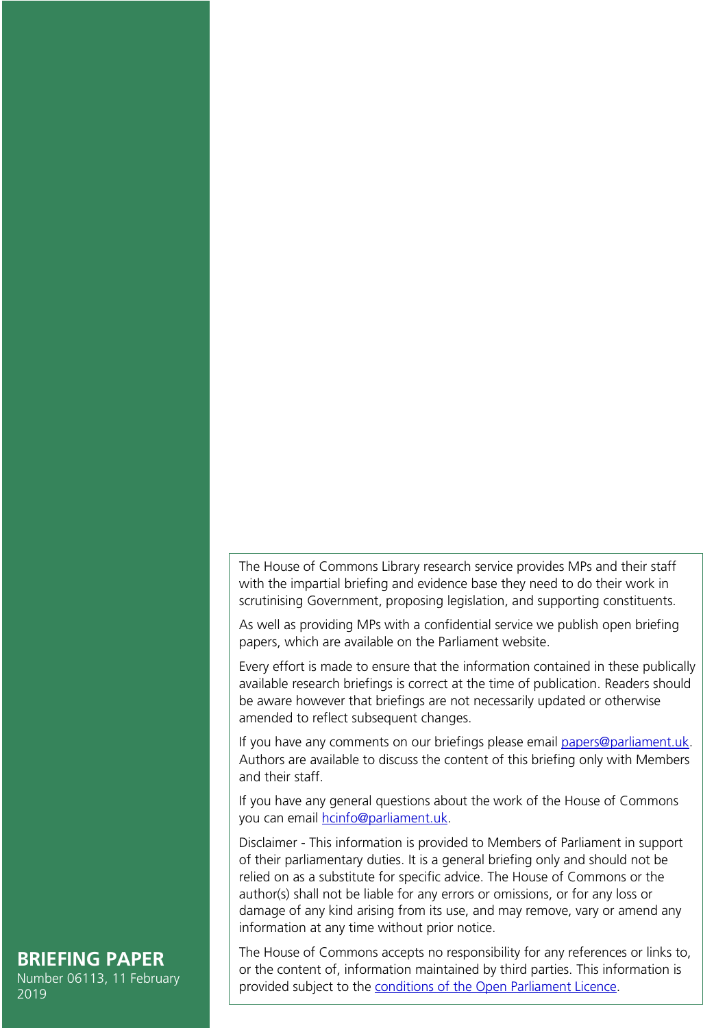The House of Commons Library research service provides MPs and their staff with the impartial briefing and evidence base they need to do their work in scrutinising Government, proposing legislation, and supporting constituents.

As well as providing MPs with a confidential service we publish open briefing papers, which are available on the Parliament website.

Every effort is made to ensure that the information contained in these publically available research briefings is correct at the time of publication. Readers should be aware however that briefings are not necessarily updated or otherwise amended to reflect subsequent changes.

If you have any comments on our briefings please email [papers@parliament.uk](mailto:papers@parliament.uk). Authors are available to discuss the content of this briefing only with Members and their staff.

If you have any general questions about the work of the House of Commons you can email [hcinfo@parliament.uk](mailto:hcinfo@parliament.uk).

Disclaimer - This information is provided to Members of Parliament in support of their parliamentary duties. It is a general briefing only and should not be relied on as a substitute for specific advice. The House of Commons or the author(s) shall not be liable for any errors or omissions, or for any loss or damage of any kind arising from its use, and may remove, vary or amend any information at any time without prior notice.

The House of Commons accepts no responsibility for any references or links to, or the content of, information maintained by third parties. This information is provided subject to the conditions of the Open Parliament Licence.

**BRIEFING PAPER**
Number 06113, 11 February 2019